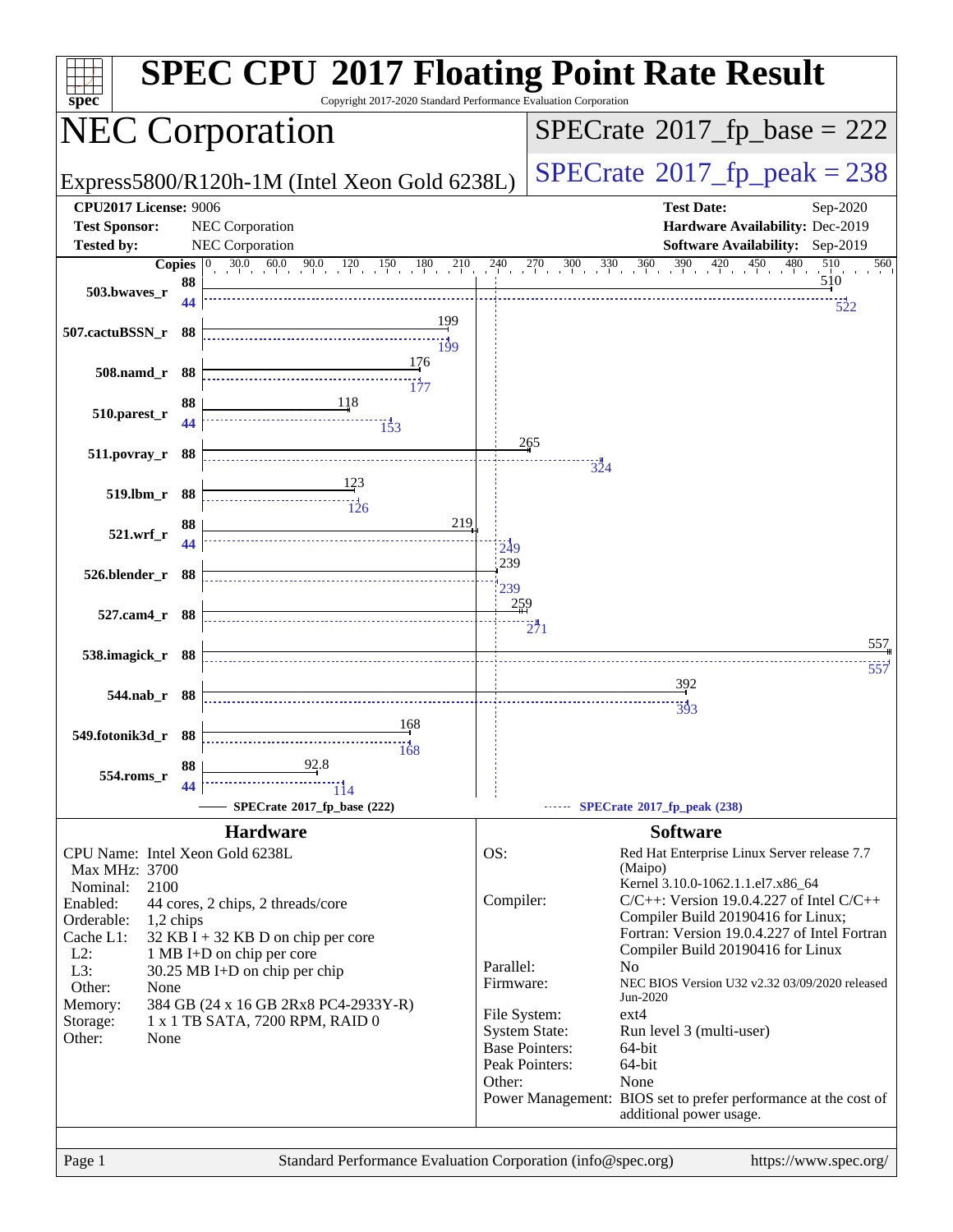# SPEC CPU 2017 Floating Point Rate Result

Copyright 2017-2020 Standard Performance Evaluation Corporation

## NEC Corporation

Express5800/R120h-1M (Intel Xeon Gold 6238L)

SPECrate 2017_fp_base = 222

SPECrate 2017_fp_peak = 238

**CPU2017 License:** 9006
**Test Sponsor:** NEC Corporation
**Tested by:** NEC Corporation

**Test Date:** Sep-2020
**Hardware Availability:** Dec-2019
**Software Availability:** Sep-2019

| Benchmark | Copies (base) | Base | Copies (peak) | Peak |
|---|---|---|---|---|
| 503.bwaves_r | 88 | 510 | 44 | 522 |
| 507.cactuBSSN_r | 88 | 199 | 88 | 199 |
| 508.namd_r | 88 | 176 | 88 | 177 |
| 510.parest_r | 88 | 118 | 44 | 153 |
| 511.povray_r | 88 | 265 | 88 | 324 |
| 519.lbm_r | 88 | 123 | 88 | 126 |
| 521.wrf_r | 88 | 219 | 44 | 249 |
| 526.blender_r | 88 | 239 | 88 | 239 |
| 527.cam4_r | 88 | 259 | 88 | 271 |
| 538.imagick_r | 88 | 557 | 88 | 557 |
| 544.nab_r | 88 | 392 | 88 | 393 |
| 549.fotonik3d_r | 88 | 168 | 88 | 168 |
| 554.roms_r | 88 | 92.8 | 44 | 114 |

SPECrate 2017_fp_base (222) — SPECrate 2017_fp_peak (238)

### Hardware

- **CPU Name:** Intel Xeon Gold 6238L
- **Max MHz:** 3700
- **Nominal:** 2100
- **Enabled:** 44 cores, 2 chips, 2 threads/core
- **Orderable:** 1,2 chips
- **Cache L1:** 32 KB I + 32 KB D on chip per core
- **L2:** 1 MB I+D on chip per core
- **L3:** 30.25 MB I+D on chip per chip
- **Other:** None
- **Memory:** 384 GB (24 x 16 GB 2Rx8 PC4-2933Y-R)
- **Storage:** 1 x 1 TB SATA, 7200 RPM, RAID 0
- **Other:** None

### Software

- **OS:** Red Hat Enterprise Linux Server release 7.7 (Maipo) Kernel 3.10.0-1062.1.1.el7.x86_64
- **Compiler:** C/C++: Version 19.0.4.227 of Intel C/C++ Compiler Build 20190416 for Linux; Fortran: Version 19.0.4.227 of Intel Fortran Compiler Build 20190416 for Linux
- **Parallel:** No
- **Firmware:** NEC BIOS Version U32 v2.32 03/09/2020 released Jun-2020
- **File System:** ext4
- **System State:** Run level 3 (multi-user)
- **Base Pointers:** 64-bit
- **Peak Pointers:** 64-bit
- **Other:** None
- **Power Management:** BIOS set to prefer performance at the cost of additional power usage.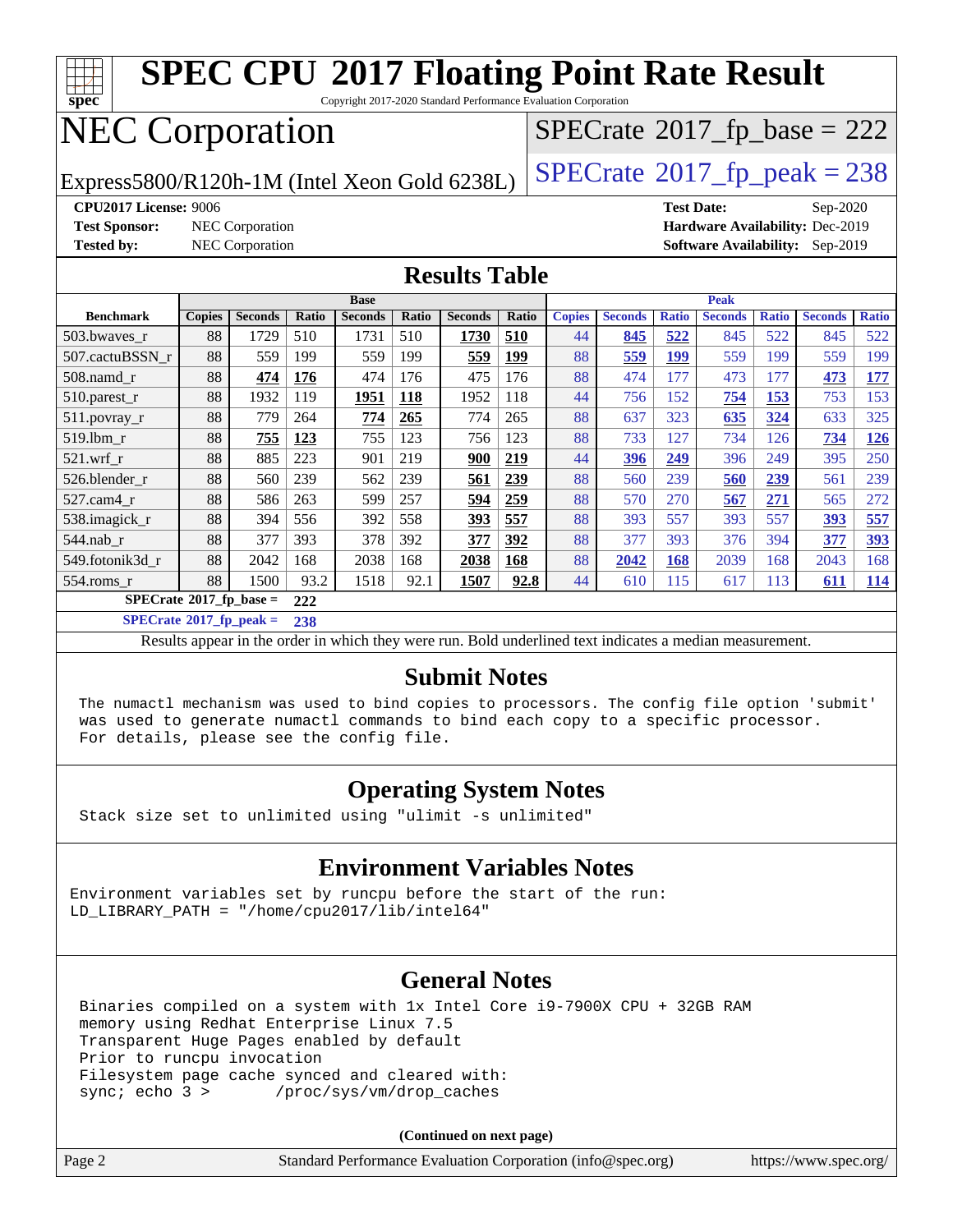# SPEC CPU 2017 Floating Point Rate Result

Copyright 2017-2020 Standard Performance Evaluation Corporation

# NEC Corporation

Express5800/R120h-1M (Intel Xeon Gold 6238L)

SPECrate 2017_fp_base = 222

SPECrate 2017_fp_peak = 238

**CPU2017 License:** 9006
**Test Sponsor:** NEC Corporation
**Tested by:** NEC Corporation

**Test Date:** Sep-2020
**Hardware Availability:** Dec-2019
**Software Availability:** Sep-2019

## Results Table

| | Base | | | | | | | Peak | | | | | | |
|---|---|---|---|---|---|---|---|---|---|---|---|---|---|---|
| **Benchmark** | **Copies** | **Seconds** | **Ratio** | **Seconds** | **Ratio** | **Seconds** | **Ratio** | **Copies** | **Seconds** | **Ratio** | **Seconds** | **Ratio** | **Seconds** | **Ratio** |
| 503.bwaves_r | 88 | 1729 | 510 | 1731 | 510 | **1730** | **510** | 44 | **845** | **522** | 845 | 522 | 845 | 522 |
| 507.cactuBSSN_r | 88 | 559 | 199 | 559 | 199 | **559** | **199** | 88 | **559** | **199** | 559 | 199 | 559 | 199 |
| 508.namd_r | 88 | **474** | **176** | 474 | 176 | 475 | 176 | 88 | 474 | 177 | 473 | 177 | **473** | **177** |
| 510.parest_r | 88 | 1932 | 119 | **1951** | **118** | 1952 | 118 | 44 | 756 | 152 | **754** | **153** | 753 | 153 |
| 511.povray_r | 88 | 779 | 264 | **774** | **265** | 774 | 265 | 88 | 637 | 323 | **635** | **324** | 633 | 325 |
| 519.lbm_r | 88 | **755** | **123** | 755 | 123 | 756 | 123 | 88 | 733 | 127 | 734 | 126 | **734** | **126** |
| 521.wrf_r | 88 | 885 | 223 | 901 | 219 | **900** | **219** | 44 | **396** | **249** | 396 | 249 | 395 | 250 |
| 526.blender_r | 88 | 560 | 239 | 562 | 239 | **561** | **239** | 88 | 560 | 239 | **560** | **239** | 561 | 239 |
| 527.cam4_r | 88 | 586 | 263 | 599 | 257 | **594** | **259** | 88 | 570 | 270 | **567** | **271** | 565 | 272 |
| 538.imagick_r | 88 | 394 | 556 | 392 | 558 | **393** | **557** | 88 | 393 | 557 | 393 | 557 | **393** | **557** |
| 544.nab_r | 88 | 377 | 393 | 378 | 392 | **377** | **392** | 88 | 377 | 393 | 376 | 394 | **377** | **393** |
| 549.fotonik3d_r | 88 | 2042 | 168 | 2038 | 168 | **2038** | **168** | 88 | **2042** | **168** | 2039 | 168 | 2043 | 168 |
| 554.roms_r | 88 | 1500 | 93.2 | 1518 | 92.1 | **1507** | **92.8** | 44 | 610 | 115 | 617 | 113 | **611** | **114** |

**SPECrate 2017_fp_base = 222**

**SPECrate 2017_fp_peak = 238**

Results appear in the order in which they were run. Bold underlined text indicates a median measurement.

## Submit Notes

```
The numactl mechanism was used to bind copies to processors. The config file option 'submit'
was used to generate numactl commands to bind each copy to a specific processor.
For details, please see the config file.
```

## Operating System Notes

```
Stack size set to unlimited using "ulimit -s unlimited"
```

## Environment Variables Notes

```
Environment variables set by runcpu before the start of the run:
LD_LIBRARY_PATH = "/home/cpu2017/lib/intel64"
```

## General Notes

```
Binaries compiled on a system with 1x Intel Core i9-7900X CPU + 32GB RAM
memory using Redhat Enterprise Linux 7.5
Transparent Huge Pages enabled by default
Prior to runcpu invocation
Filesystem page cache synced and cleared with:
sync; echo 3 >       /proc/sys/vm/drop_caches
```

**(Continued on next page)**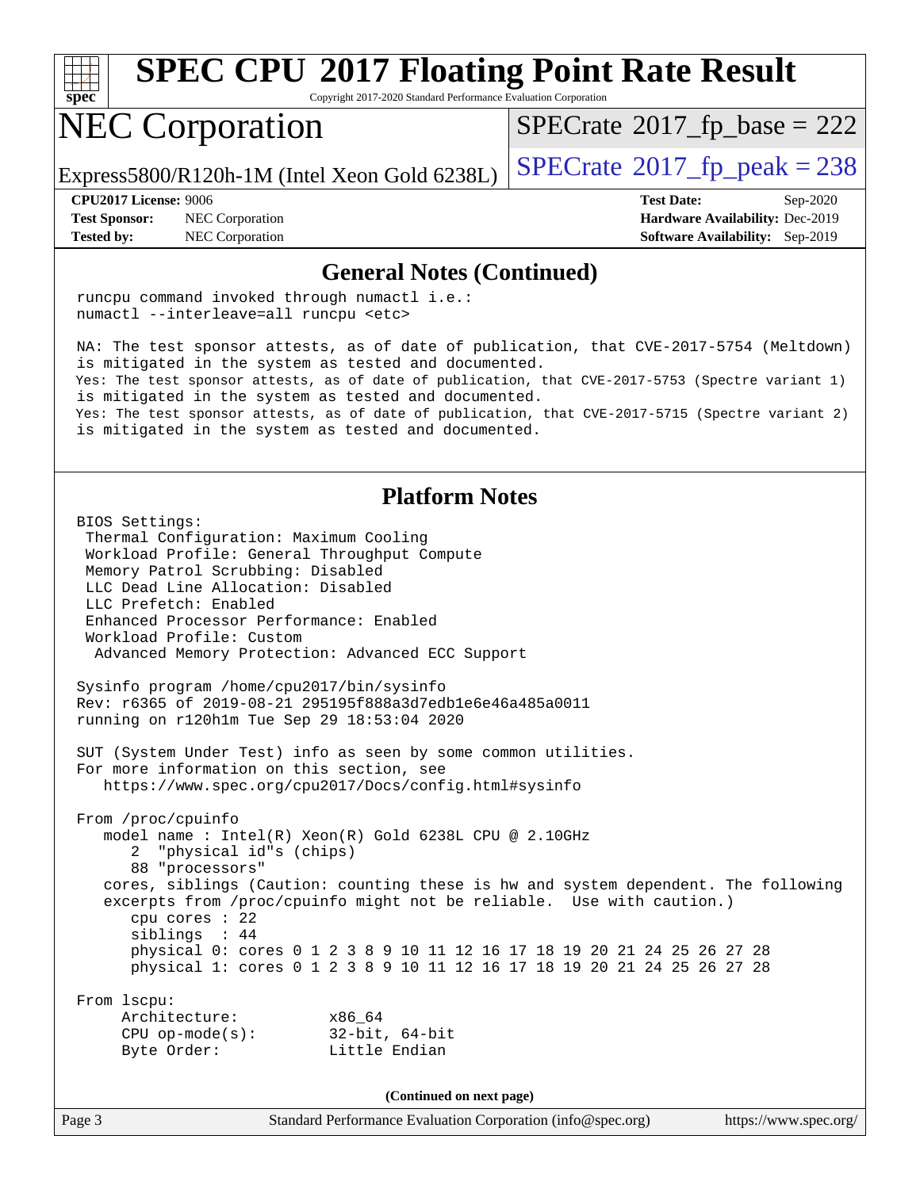# SPEC CPU 2017 Floating Point Rate Result

Copyright 2017-2020 Standard Performance Evaluation Corporation

## NEC Corporation

Express5800/R120h-1M (Intel Xeon Gold 6238L)

SPECrate 2017_fp_base = 222

SPECrate 2017_fp_peak = 238

**CPU2017 License:** 9006
**Test Sponsor:** NEC Corporation
**Tested by:** NEC Corporation

**Test Date:** Sep-2020
**Hardware Availability:** Dec-2019
**Software Availability:** Sep-2019

### General Notes (Continued)

```
runcpu command invoked through numactl i.e.:
numactl --interleave=all runcpu <etc>

NA: The test sponsor attests, as of date of publication, that CVE-2017-5754 (Meltdown)
is mitigated in the system as tested and documented.
Yes: The test sponsor attests, as of date of publication, that CVE-2017-5753 (Spectre variant 1)
is mitigated in the system as tested and documented.
Yes: The test sponsor attests, as of date of publication, that CVE-2017-5715 (Spectre variant 2)
is mitigated in the system as tested and documented.
```

### Platform Notes

```
BIOS Settings:
 Thermal Configuration: Maximum Cooling
 Workload Profile: General Throughput Compute
 Memory Patrol Scrubbing: Disabled
 LLC Dead Line Allocation: Disabled
 LLC Prefetch: Enabled
 Enhanced Processor Performance: Enabled
 Workload Profile: Custom
  Advanced Memory Protection: Advanced ECC Support

Sysinfo program /home/cpu2017/bin/sysinfo
Rev: r6365 of 2019-08-21 295195f888a3d7edb1e6e46a485a0011
running on r120h1m Tue Sep 29 18:53:04 2020

SUT (System Under Test) info as seen by some common utilities.
For more information on this section, see
   https://www.spec.org/cpu2017/Docs/config.html#sysinfo

From /proc/cpuinfo
   model name : Intel(R) Xeon(R) Gold 6238L CPU @ 2.10GHz
      2  "physical id"s (chips)
      88 "processors"
   cores, siblings (Caution: counting these is hw and system dependent. The following
   excerpts from /proc/cpuinfo might not be reliable.  Use with caution.)
      cpu cores : 22
      siblings  : 44
      physical 0: cores 0 1 2 3 8 9 10 11 12 16 17 18 19 20 21 24 25 26 27 28
      physical 1: cores 0 1 2 3 8 9 10 11 12 16 17 18 19 20 21 24 25 26 27 28

From lscpu:
     Architecture:          x86_64
     CPU op-mode(s):        32-bit, 64-bit
     Byte Order:            Little Endian
```

(Continued on next page)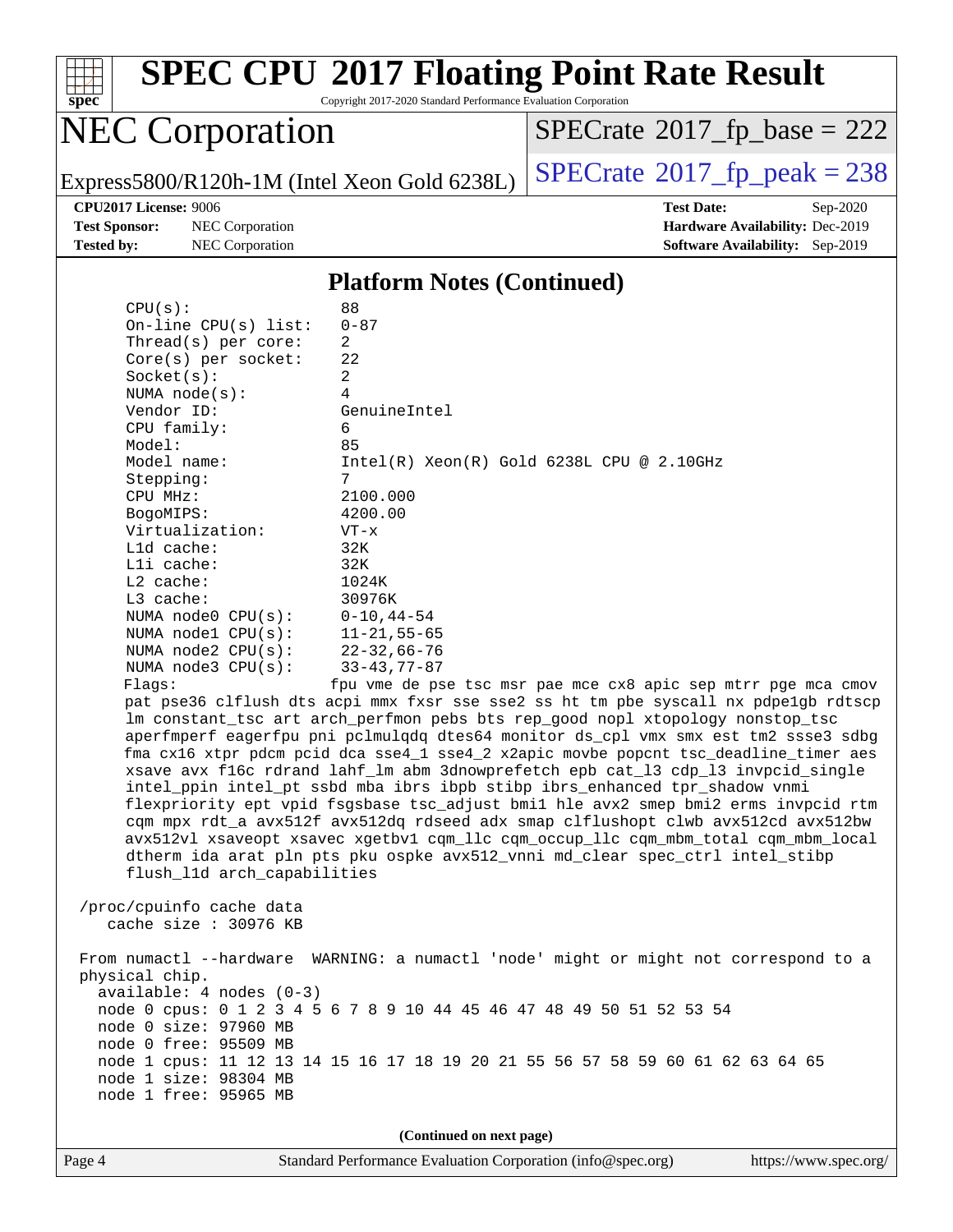# SPEC CPU 2017 Floating Point Rate Result

Copyright 2017-2020 Standard Performance Evaluation Corporation

## NEC Corporation

Express5800/R120h-1M (Intel Xeon Gold 6238L)

SPECrate 2017_fp_base = 222

SPECrate 2017_fp_peak = 238

**CPU2017 License:** 9006
**Test Sponsor:** NEC Corporation
**Tested by:** NEC Corporation

**Test Date:** Sep-2020
**Hardware Availability:** Dec-2019
**Software Availability:** Sep-2019

### Platform Notes (Continued)

```
     CPU(s):                88
     On-line CPU(s) list:   0-87
     Thread(s) per core:    2
     Core(s) per socket:    22
     Socket(s):             2
     NUMA node(s):          4
     Vendor ID:             GenuineIntel
     CPU family:            6
     Model:                 85
     Model name:            Intel(R) Xeon(R) Gold 6238L CPU @ 2.10GHz
     Stepping:              7
     CPU MHz:               2100.000
     BogoMIPS:              4200.00
     Virtualization:        VT-x
     L1d cache:             32K
     L1i cache:             32K
     L2 cache:              1024K
     L3 cache:              30976K
     NUMA node0 CPU(s):     0-10,44-54
     NUMA node1 CPU(s):     11-21,55-65
     NUMA node2 CPU(s):     22-32,66-76
     NUMA node3 CPU(s):     33-43,77-87
     Flags:                fpu vme de pse tsc msr pae mce cx8 apic sep mtrr pge mca cmov
     pat pse36 clflush dts acpi mmx fxsr sse sse2 ss ht tm pbe syscall nx pdpe1gb rdtscp
     lm constant_tsc art arch_perfmon pebs bts rep_good nopl xtopology nonstop_tsc
     aperfmperf eagerfpu pni pclmulqdq dtes64 monitor ds_cpl vmx smx est tm2 ssse3 sdbg
     fma cx16 xtpr pdcm pcid dca sse4_1 sse4_2 x2apic movbe popcnt tsc_deadline_timer aes
     xsave avx f16c rdrand lahf_lm abm 3dnowprefetch epb cat_l3 cdp_l3 invpcid_single
     intel_ppin intel_pt ssbd mba ibrs ibpb stibp ibrs_enhanced tpr_shadow vnmi
     flexpriority ept vpid fsgsbase tsc_adjust bmi1 hle avx2 smep bmi2 erms invpcid rtm
     cqm mpx rdt_a avx512f avx512dq rdseed adx smap clflushopt clwb avx512cd avx512bw
     avx512vl xsaveopt xsavec xgetbv1 cqm_llc cqm_occup_llc cqm_mbm_total cqm_mbm_local
     dtherm ida arat pln pts pku ospke avx512_vnni md_clear spec_ctrl intel_stibp
     flush_l1d arch_capabilities

 /proc/cpuinfo cache data
    cache size : 30976 KB

 From numactl --hardware  WARNING: a numactl 'node' might or might not correspond to a
 physical chip.
   available: 4 nodes (0-3)
   node 0 cpus: 0 1 2 3 4 5 6 7 8 9 10 44 45 46 47 48 49 50 51 52 53 54
   node 0 size: 97960 MB
   node 0 free: 95509 MB
   node 1 cpus: 11 12 13 14 15 16 17 18 19 20 21 55 56 57 58 59 60 61 62 63 64 65
   node 1 size: 98304 MB
   node 1 free: 95965 MB
```

(Continued on next page)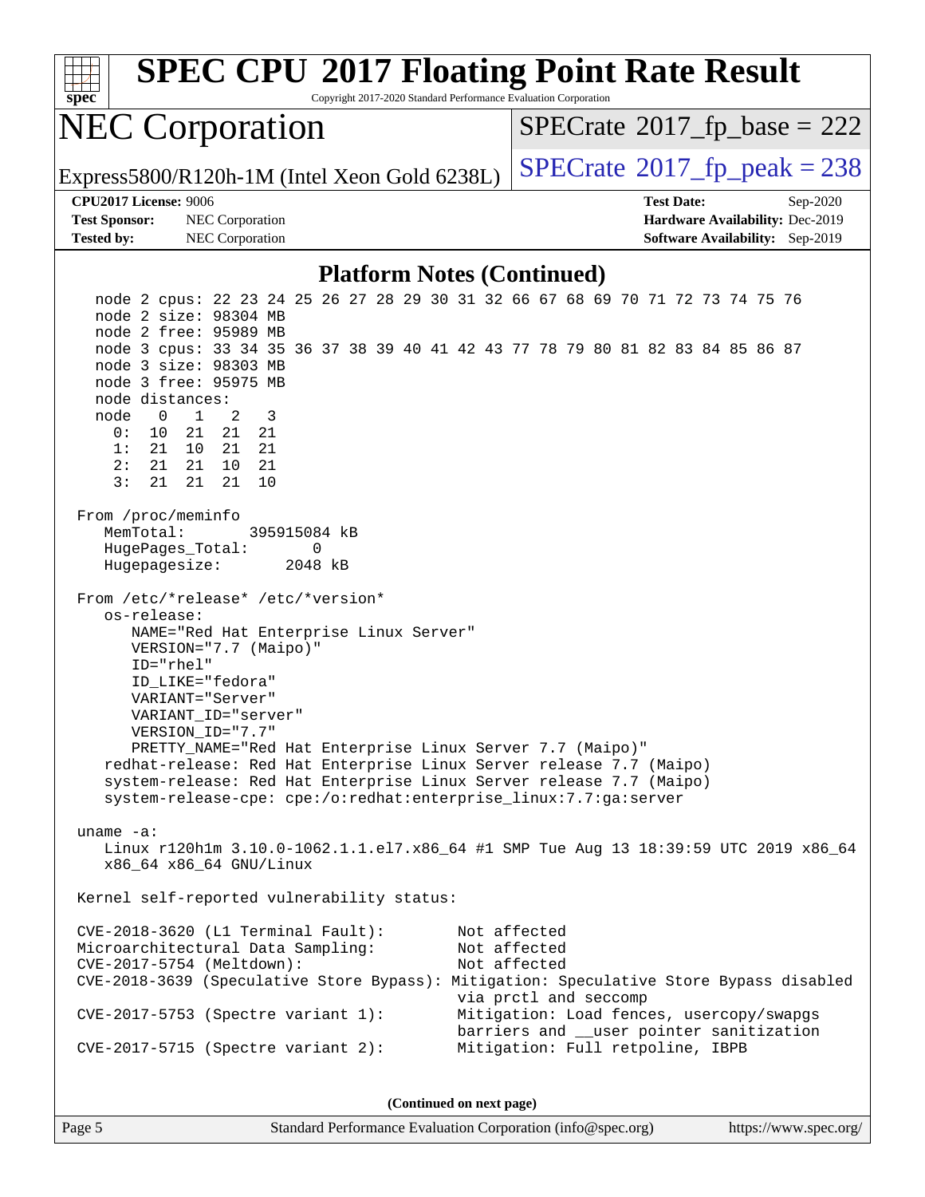# SPEC CPU 2017 Floating Point Rate Result

Copyright 2017-2020 Standard Performance Evaluation Corporation

## NEC Corporation

Express5800/R120h-1M (Intel Xeon Gold 6238L)

SPECrate 2017_fp_base = 222

SPECrate 2017_fp_peak = 238

**CPU2017 License:** 9006
**Test Sponsor:** NEC Corporation
**Tested by:** NEC Corporation

**Test Date:** Sep-2020
**Hardware Availability:** Dec-2019
**Software Availability:** Sep-2019

### Platform Notes (Continued)

```
    node 2 cpus: 22 23 24 25 26 27 28 29 30 31 32 66 67 68 69 70 71 72 73 74 75 76
    node 2 size: 98304 MB
    node 2 free: 95989 MB
    node 3 cpus: 33 34 35 36 37 38 39 40 41 42 43 77 78 79 80 81 82 83 84 85 86 87
    node 3 size: 98303 MB
    node 3 free: 95975 MB
    node distances:
    node   0   1   2   3
      0:  10  21  21  21
      1:  21  10  21  21
      2:  21  21  10  21
      3:  21  21  21  10

  From /proc/meminfo
     MemTotal:       395915084 kB
     HugePages_Total:        0
     Hugepagesize:        2048 kB

  From /etc/*release* /etc/*version*
     os-release:
        NAME="Red Hat Enterprise Linux Server"
        VERSION="7.7 (Maipo)"
        ID="rhel"
        ID_LIKE="fedora"
        VARIANT="Server"
        VARIANT_ID="server"
        VERSION_ID="7.7"
        PRETTY_NAME="Red Hat Enterprise Linux Server 7.7 (Maipo)"
     redhat-release: Red Hat Enterprise Linux Server release 7.7 (Maipo)
     system-release: Red Hat Enterprise Linux Server release 7.7 (Maipo)
     system-release-cpe: cpe:/o:redhat:enterprise_linux:7.7:ga:server

  uname -a:
     Linux r120h1m 3.10.0-1062.1.1.el7.x86_64 #1 SMP Tue Aug 13 18:39:59 UTC 2019 x86_64
     x86_64 x86_64 GNU/Linux

  Kernel self-reported vulnerability status:

  CVE-2018-3620 (L1 Terminal Fault):         Not affected
  Microarchitectural Data Sampling:          Not affected
  CVE-2017-5754 (Meltdown):                  Not affected
  CVE-2018-3639 (Speculative Store Bypass): Mitigation: Speculative Store Bypass disabled
                                             via prctl and seccomp
  CVE-2017-5753 (Spectre variant 1):         Mitigation: Load fences, usercopy/swapgs
                                             barriers and __user pointer sanitization
  CVE-2017-5715 (Spectre variant 2):         Mitigation: Full retpoline, IBPB
```

**(Continued on next page)**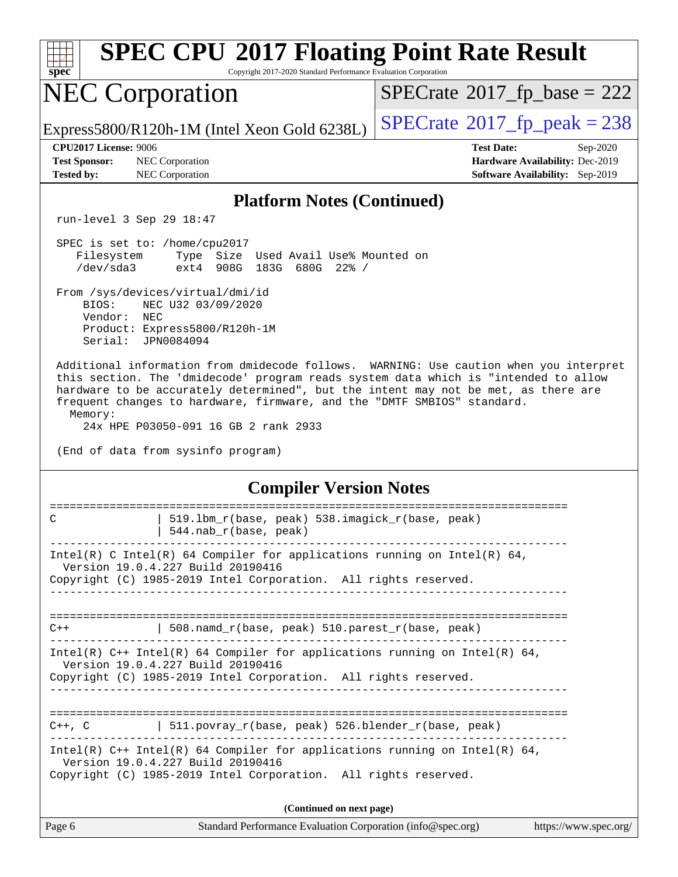## Platform Notes (Continued)

```
run-level 3 Sep 29 18:47

SPEC is set to: /home/cpu2017
   Filesystem     Type  Size  Used Avail Use% Mounted on
   /dev/sda3      ext4  908G  183G  680G  22% /

From /sys/devices/virtual/dmi/id
    BIOS:    NEC U32 03/09/2020
    Vendor:  NEC
    Product: Express5800/R120h-1M
    Serial:  JPN0084094

Additional information from dmidecode follows.  WARNING: Use caution when you interpret
this section. The 'dmidecode' program reads system data which is "intended to allow
hardware to be accurately determined", but the intent may not be met, as there are
frequent changes to hardware, firmware, and the "DMTF SMBIOS" standard.
  Memory:
    24x HPE P03050-091 16 GB 2 rank 2933

(End of data from sysinfo program)
```

## Compiler Version Notes

```
==============================================================================
C               | 519.lbm_r(base, peak) 538.imagick_r(base, peak)
                | 544.nab_r(base, peak)
------------------------------------------------------------------------------
Intel(R) C Intel(R) 64 Compiler for applications running on Intel(R) 64,
  Version 19.0.4.227 Build 20190416
Copyright (C) 1985-2019 Intel Corporation.  All rights reserved.
------------------------------------------------------------------------------

==============================================================================
C++             | 508.namd_r(base, peak) 510.parest_r(base, peak)
------------------------------------------------------------------------------
Intel(R) C++ Intel(R) 64 Compiler for applications running on Intel(R) 64,
  Version 19.0.4.227 Build 20190416
Copyright (C) 1985-2019 Intel Corporation.  All rights reserved.
------------------------------------------------------------------------------

==============================================================================
C++, C          | 511.povray_r(base, peak) 526.blender_r(base, peak)
------------------------------------------------------------------------------
Intel(R) C++ Intel(R) 64 Compiler for applications running on Intel(R) 64,
  Version 19.0.4.227 Build 20190416
Copyright (C) 1985-2019 Intel Corporation.  All rights reserved.
```

(Continued on next page)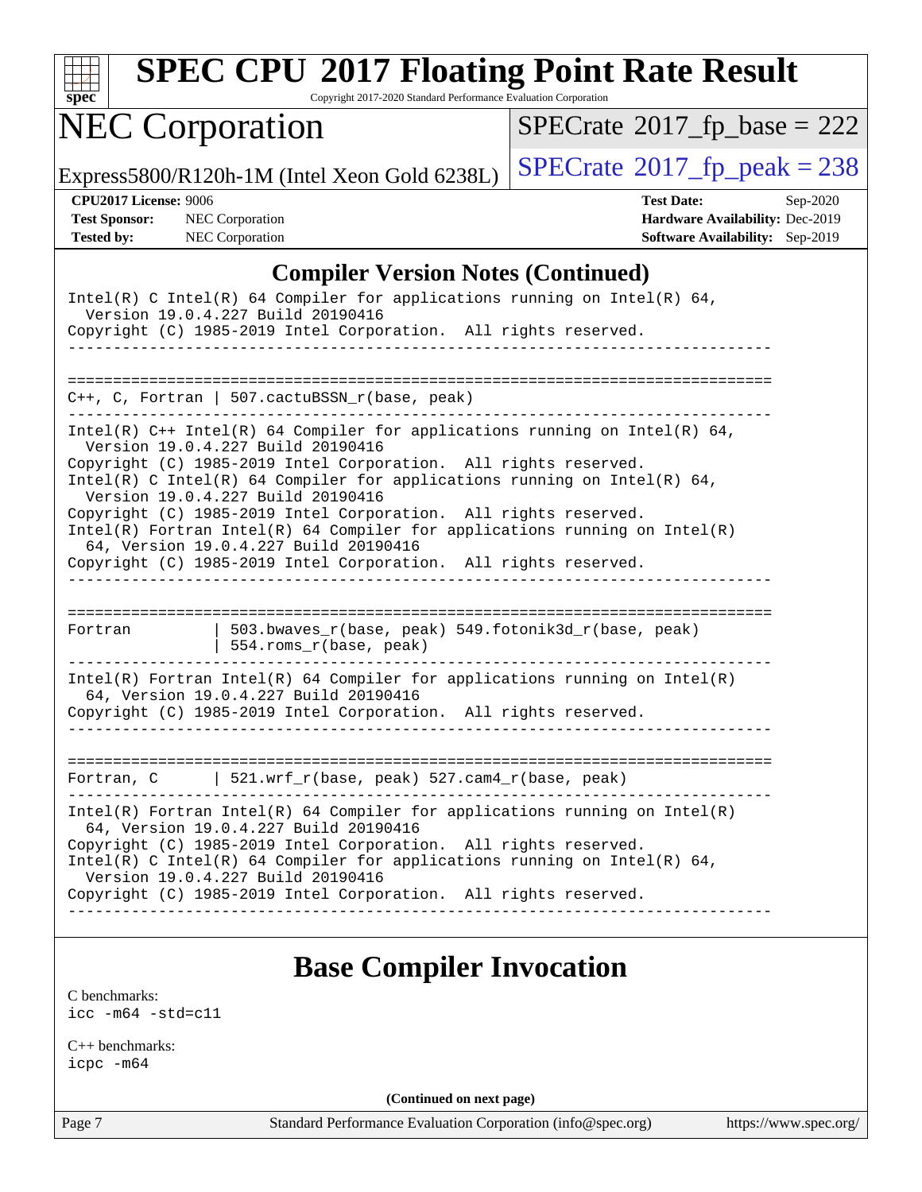## Compiler Version Notes (Continued)

```
Intel(R) C Intel(R) 64 Compiler for applications running on Intel(R) 64,
  Version 19.0.4.227 Build 20190416
Copyright (C) 1985-2019 Intel Corporation.  All rights reserved.
------------------------------------------------------------------------------

==============================================================================
C++, C, Fortran | 507.cactuBSSN_r(base, peak)
------------------------------------------------------------------------------
Intel(R) C++ Intel(R) 64 Compiler for applications running on Intel(R) 64,
  Version 19.0.4.227 Build 20190416
Copyright (C) 1985-2019 Intel Corporation.  All rights reserved.
Intel(R) C Intel(R) 64 Compiler for applications running on Intel(R) 64,
  Version 19.0.4.227 Build 20190416
Copyright (C) 1985-2019 Intel Corporation.  All rights reserved.
Intel(R) Fortran Intel(R) 64 Compiler for applications running on Intel(R)
  64, Version 19.0.4.227 Build 20190416
Copyright (C) 1985-2019 Intel Corporation.  All rights reserved.
------------------------------------------------------------------------------

==============================================================================
Fortran         | 503.bwaves_r(base, peak) 549.fotonik3d_r(base, peak)
                | 554.roms_r(base, peak)
------------------------------------------------------------------------------
Intel(R) Fortran Intel(R) 64 Compiler for applications running on Intel(R)
  64, Version 19.0.4.227 Build 20190416
Copyright (C) 1985-2019 Intel Corporation.  All rights reserved.
------------------------------------------------------------------------------

==============================================================================
Fortran, C      | 521.wrf_r(base, peak) 527.cam4_r(base, peak)
------------------------------------------------------------------------------
Intel(R) Fortran Intel(R) 64 Compiler for applications running on Intel(R)
  64, Version 19.0.4.227 Build 20190416
Copyright (C) 1985-2019 Intel Corporation.  All rights reserved.
Intel(R) C Intel(R) 64 Compiler for applications running on Intel(R) 64,
  Version 19.0.4.227 Build 20190416
Copyright (C) 1985-2019 Intel Corporation.  All rights reserved.
------------------------------------------------------------------------------
```

## Base Compiler Invocation

C benchmarks:
```
icc -m64 -std=c11
```

C++ benchmarks:
```
icpc -m64
```

(Continued on next page)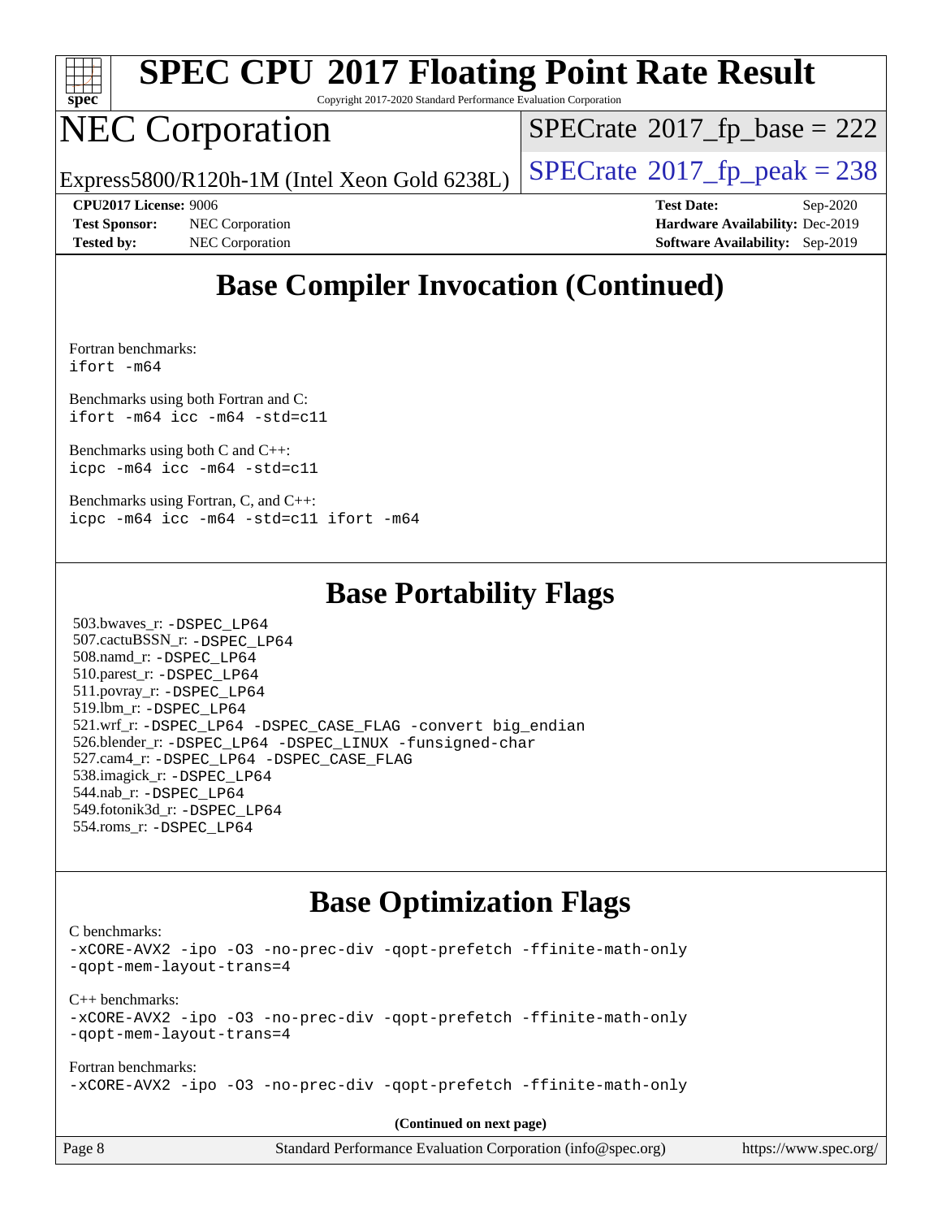# SPEC CPU 2017 Floating Point Rate Result

Copyright 2017-2020 Standard Performance Evaluation Corporation

# NEC Corporation

Express5800/R120h-1M (Intel Xeon Gold 6238L)

SPECrate 2017_fp_base = 222

SPECrate 2017_fp_peak = 238

**CPU2017 License:** 9006
**Test Sponsor:** NEC Corporation
**Tested by:** NEC Corporation

**Test Date:** Sep-2020
**Hardware Availability:** Dec-2019
**Software Availability:** Sep-2019

## Base Compiler Invocation (Continued)

Fortran benchmarks:
`ifort -m64`

Benchmarks using both Fortran and C:
`ifort -m64 icc -m64 -std=c11`

Benchmarks using both C and C++:
`icpc -m64 icc -m64 -std=c11`

Benchmarks using Fortran, C, and C++:
`icpc -m64 icc -m64 -std=c11 ifort -m64`

## Base Portability Flags

503.bwaves_r: `-DSPEC_LP64`
507.cactuBSSN_r: `-DSPEC_LP64`
508.namd_r: `-DSPEC_LP64`
510.parest_r: `-DSPEC_LP64`
511.povray_r: `-DSPEC_LP64`
519.lbm_r: `-DSPEC_LP64`
521.wrf_r: `-DSPEC_LP64 -DSPEC_CASE_FLAG -convert big_endian`
526.blender_r: `-DSPEC_LP64 -DSPEC_LINUX -funsigned-char`
527.cam4_r: `-DSPEC_LP64 -DSPEC_CASE_FLAG`
538.imagick_r: `-DSPEC_LP64`
544.nab_r: `-DSPEC_LP64`
549.fotonik3d_r: `-DSPEC_LP64`
554.roms_r: `-DSPEC_LP64`

## Base Optimization Flags

C benchmarks:
`-xCORE-AVX2 -ipo -O3 -no-prec-div -qopt-prefetch -ffinite-math-only -qopt-mem-layout-trans=4`

C++ benchmarks:
`-xCORE-AVX2 -ipo -O3 -no-prec-div -qopt-prefetch -ffinite-math-only -qopt-mem-layout-trans=4`

Fortran benchmarks:
`-xCORE-AVX2 -ipo -O3 -no-prec-div -qopt-prefetch -ffinite-math-only`

**(Continued on next page)**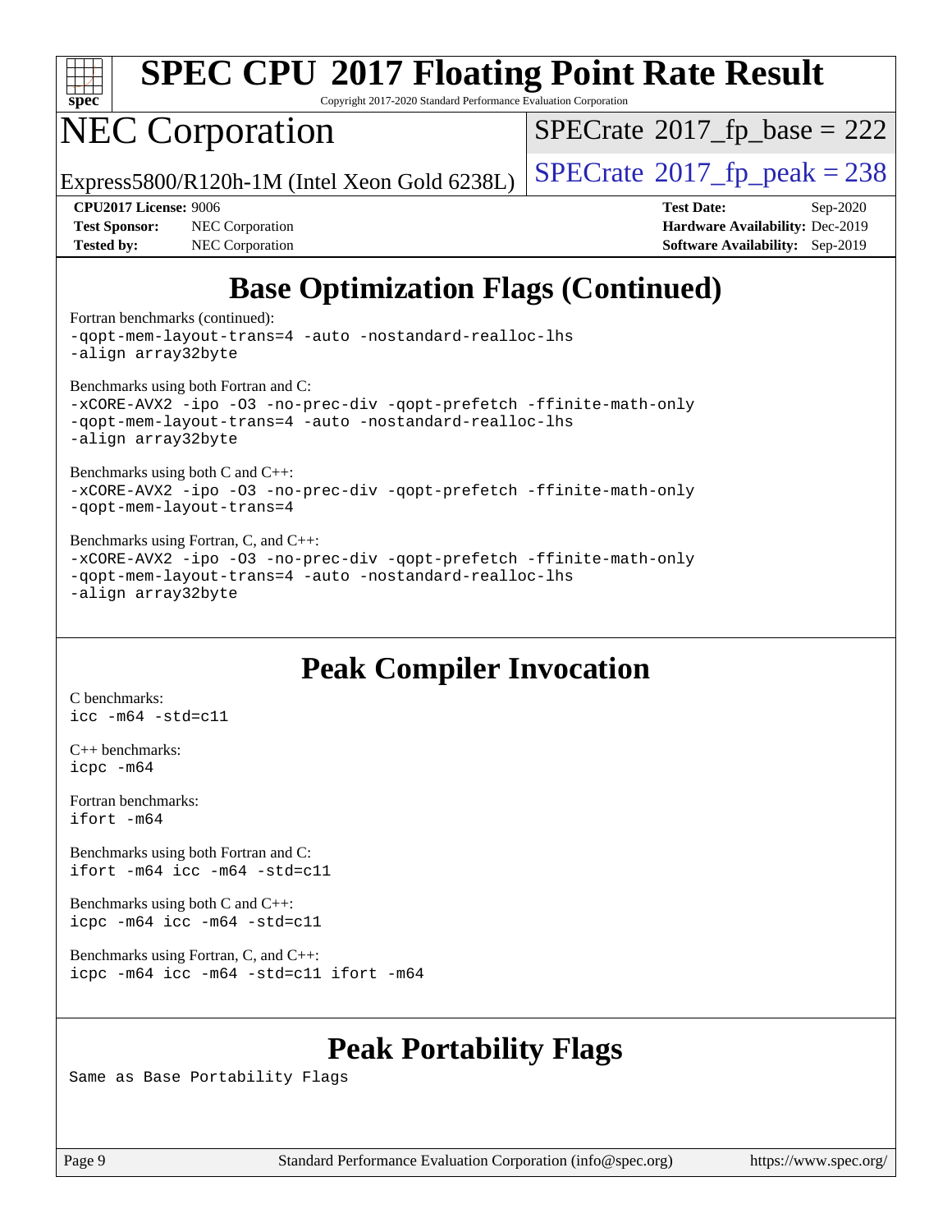# SPEC CPU 2017 Floating Point Rate Result

Copyright 2017-2020 Standard Performance Evaluation Corporation

## NEC Corporation

Express5800/R120h-1M (Intel Xeon Gold 6238L)

SPECrate 2017_fp_base = 222

SPECrate 2017_fp_peak = 238

**CPU2017 License:** 9006
**Test Sponsor:** NEC Corporation
**Tested by:** NEC Corporation

**Test Date:** Sep-2020
**Hardware Availability:** Dec-2019
**Software Availability:** Sep-2019

## Base Optimization Flags (Continued)

Fortran benchmarks (continued):

```
-qopt-mem-layout-trans=4 -auto -nostandard-realloc-lhs
-align array32byte
```

Benchmarks using both Fortran and C:

```
-xCORE-AVX2 -ipo -O3 -no-prec-div -qopt-prefetch -ffinite-math-only
-qopt-mem-layout-trans=4 -auto -nostandard-realloc-lhs
-align array32byte
```

Benchmarks using both C and C++:

```
-xCORE-AVX2 -ipo -O3 -no-prec-div -qopt-prefetch -ffinite-math-only
-qopt-mem-layout-trans=4
```

Benchmarks using Fortran, C, and C++:

```
-xCORE-AVX2 -ipo -O3 -no-prec-div -qopt-prefetch -ffinite-math-only
-qopt-mem-layout-trans=4 -auto -nostandard-realloc-lhs
-align array32byte
```

## Peak Compiler Invocation

C benchmarks:

```
icc -m64 -std=c11
```

C++ benchmarks:

```
icpc -m64
```

Fortran benchmarks:

```
ifort -m64
```

Benchmarks using both Fortran and C:

```
ifort -m64 icc -m64 -std=c11
```

Benchmarks using both C and C++:

```
icpc -m64 icc -m64 -std=c11
```

Benchmarks using Fortran, C, and C++:

```
icpc -m64 icc -m64 -std=c11 ifort -m64
```

## Peak Portability Flags

Same as Base Portability Flags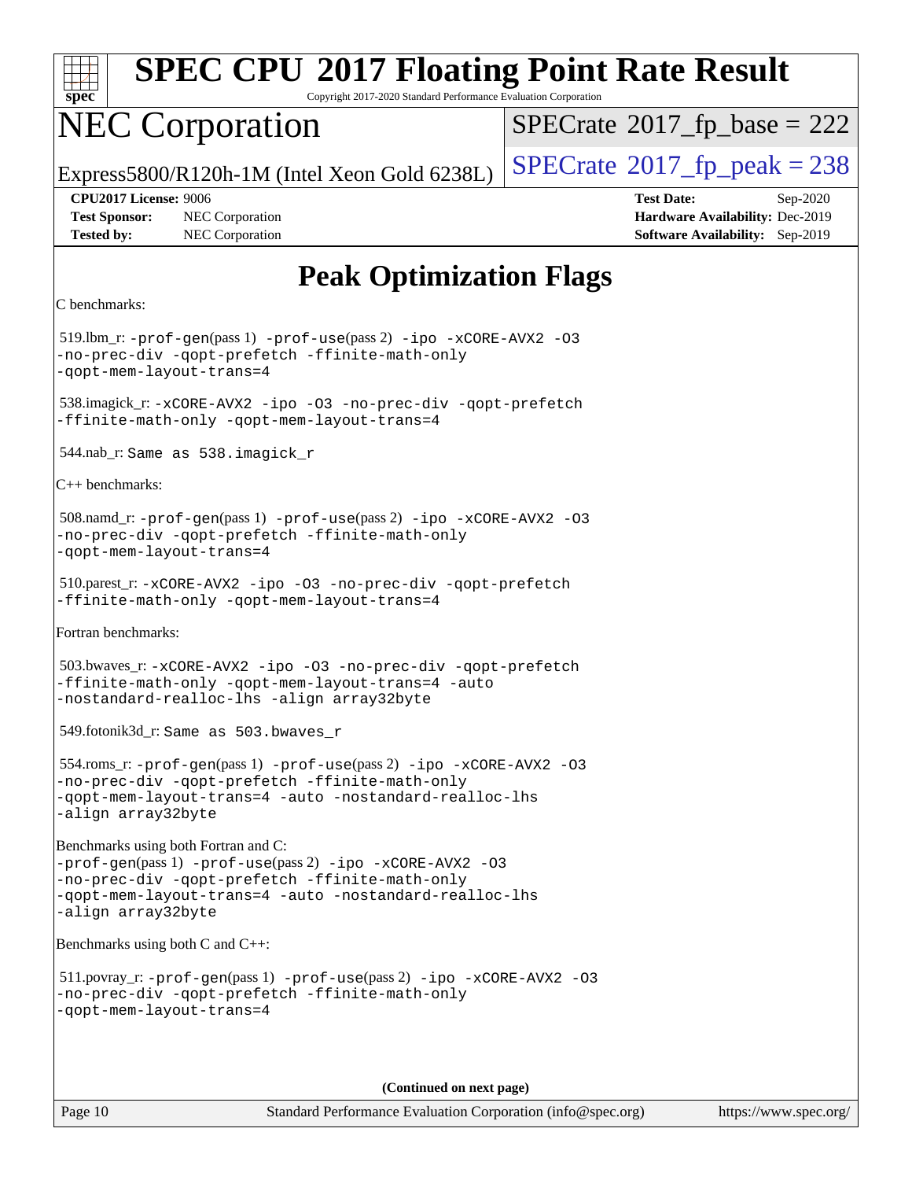# SPEC CPU 2017 Floating Point Rate Result

Copyright 2017-2020 Standard Performance Evaluation Corporation

# NEC Corporation

Express5800/R120h-1M (Intel Xeon Gold 6238L)

SPECrate 2017_fp_base = 222

SPECrate 2017_fp_peak = 238

**CPU2017 License:** 9006
**Test Sponsor:** NEC Corporation
**Tested by:** NEC Corporation

**Test Date:** Sep-2020
**Hardware Availability:** Dec-2019
**Software Availability:** Sep-2019

## Peak Optimization Flags

C benchmarks:

519.lbm_r: -prof-gen(pass 1) -prof-use(pass 2) -ipo -xCORE-AVX2 -O3 -no-prec-div -qopt-prefetch -ffinite-math-only -qopt-mem-layout-trans=4

538.imagick_r: -xCORE-AVX2 -ipo -O3 -no-prec-div -qopt-prefetch -ffinite-math-only -qopt-mem-layout-trans=4

544.nab_r: Same as 538.imagick_r

C++ benchmarks:

508.namd_r: -prof-gen(pass 1) -prof-use(pass 2) -ipo -xCORE-AVX2 -O3 -no-prec-div -qopt-prefetch -ffinite-math-only -qopt-mem-layout-trans=4

510.parest_r: -xCORE-AVX2 -ipo -O3 -no-prec-div -qopt-prefetch -ffinite-math-only -qopt-mem-layout-trans=4

Fortran benchmarks:

503.bwaves_r: -xCORE-AVX2 -ipo -O3 -no-prec-div -qopt-prefetch -ffinite-math-only -qopt-mem-layout-trans=4 -auto -nostandard-realloc-lhs -align array32byte

549.fotonik3d_r: Same as 503.bwaves_r

554.roms_r: -prof-gen(pass 1) -prof-use(pass 2) -ipo -xCORE-AVX2 -O3 -no-prec-div -qopt-prefetch -ffinite-math-only -qopt-mem-layout-trans=4 -auto -nostandard-realloc-lhs -align array32byte

Benchmarks using both Fortran and C:
-prof-gen(pass 1) -prof-use(pass 2) -ipo -xCORE-AVX2 -O3 -no-prec-div -qopt-prefetch -ffinite-math-only -qopt-mem-layout-trans=4 -auto -nostandard-realloc-lhs -align array32byte

Benchmarks using both C and C++:

511.povray_r: -prof-gen(pass 1) -prof-use(pass 2) -ipo -xCORE-AVX2 -O3 -no-prec-div -qopt-prefetch -ffinite-math-only -qopt-mem-layout-trans=4

**(Continued on next page)**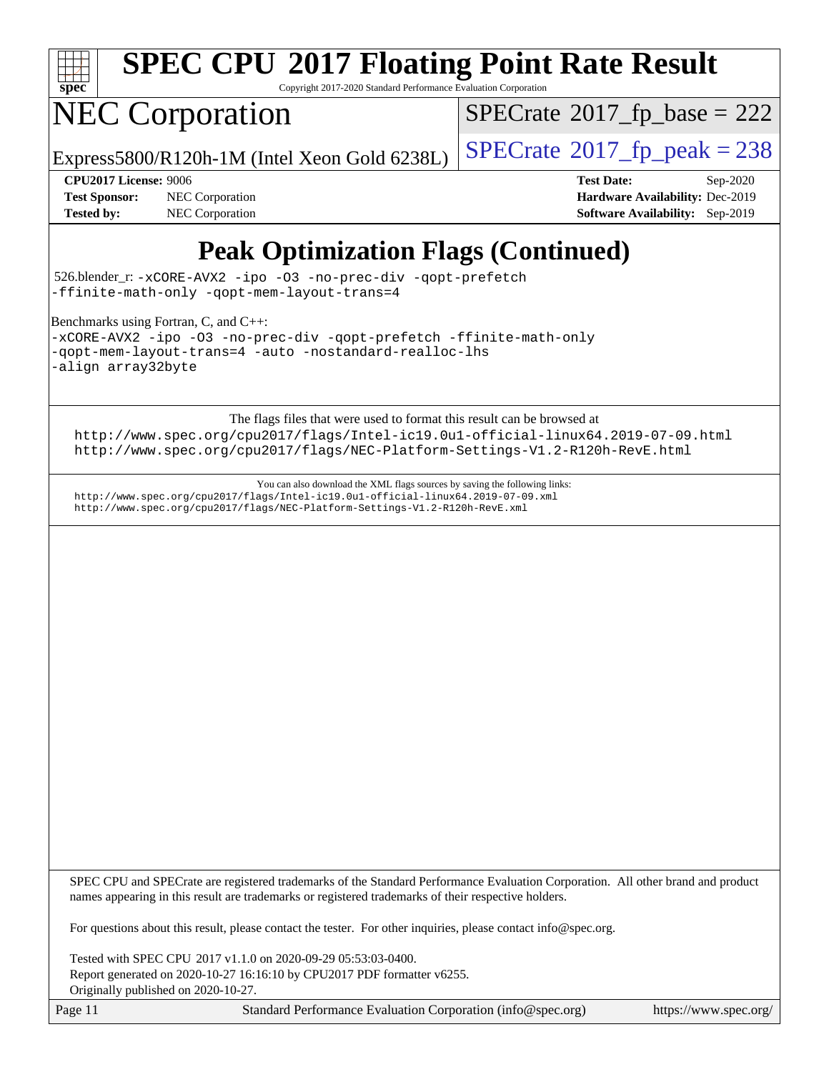# SPEC CPU 2017 Floating Point Rate Result

Copyright 2017-2020 Standard Performance Evaluation Corporation

# NEC Corporation

Express5800/R120h-1M (Intel Xeon Gold 6238L)

SPECrate 2017_fp_base = 222

SPECrate 2017_fp_peak = 238

**CPU2017 License:** 9006
**Test Sponsor:** NEC Corporation
**Tested by:** NEC Corporation

**Test Date:** Sep-2020
**Hardware Availability:** Dec-2019
**Software Availability:** Sep-2019

## Peak Optimization Flags (Continued)

526.blender_r: -xCORE-AVX2 -ipo -O3 -no-prec-div -qopt-prefetch -ffinite-math-only -qopt-mem-layout-trans=4

Benchmarks using Fortran, C, and C++:
-xCORE-AVX2 -ipo -O3 -no-prec-div -qopt-prefetch -ffinite-math-only -qopt-mem-layout-trans=4 -auto -nostandard-realloc-lhs -align array32byte

The flags files that were used to format this result can be browsed at
http://www.spec.org/cpu2017/flags/Intel-ic19.0u1-official-linux64.2019-07-09.html
http://www.spec.org/cpu2017/flags/NEC-Platform-Settings-V1.2-R120h-RevE.html

You can also download the XML flags sources by saving the following links:
http://www.spec.org/cpu2017/flags/Intel-ic19.0u1-official-linux64.2019-07-09.xml
http://www.spec.org/cpu2017/flags/NEC-Platform-Settings-V1.2-R120h-RevE.xml

SPEC CPU and SPECrate are registered trademarks of the Standard Performance Evaluation Corporation. All other brand and product names appearing in this result are trademarks or registered trademarks of their respective holders.

For questions about this result, please contact the tester. For other inquiries, please contact info@spec.org.

Tested with SPEC CPU 2017 v1.1.0 on 2020-09-29 05:53:03-0400.
Report generated on 2020-10-27 16:16:10 by CPU2017 PDF formatter v6255.
Originally published on 2020-10-27.